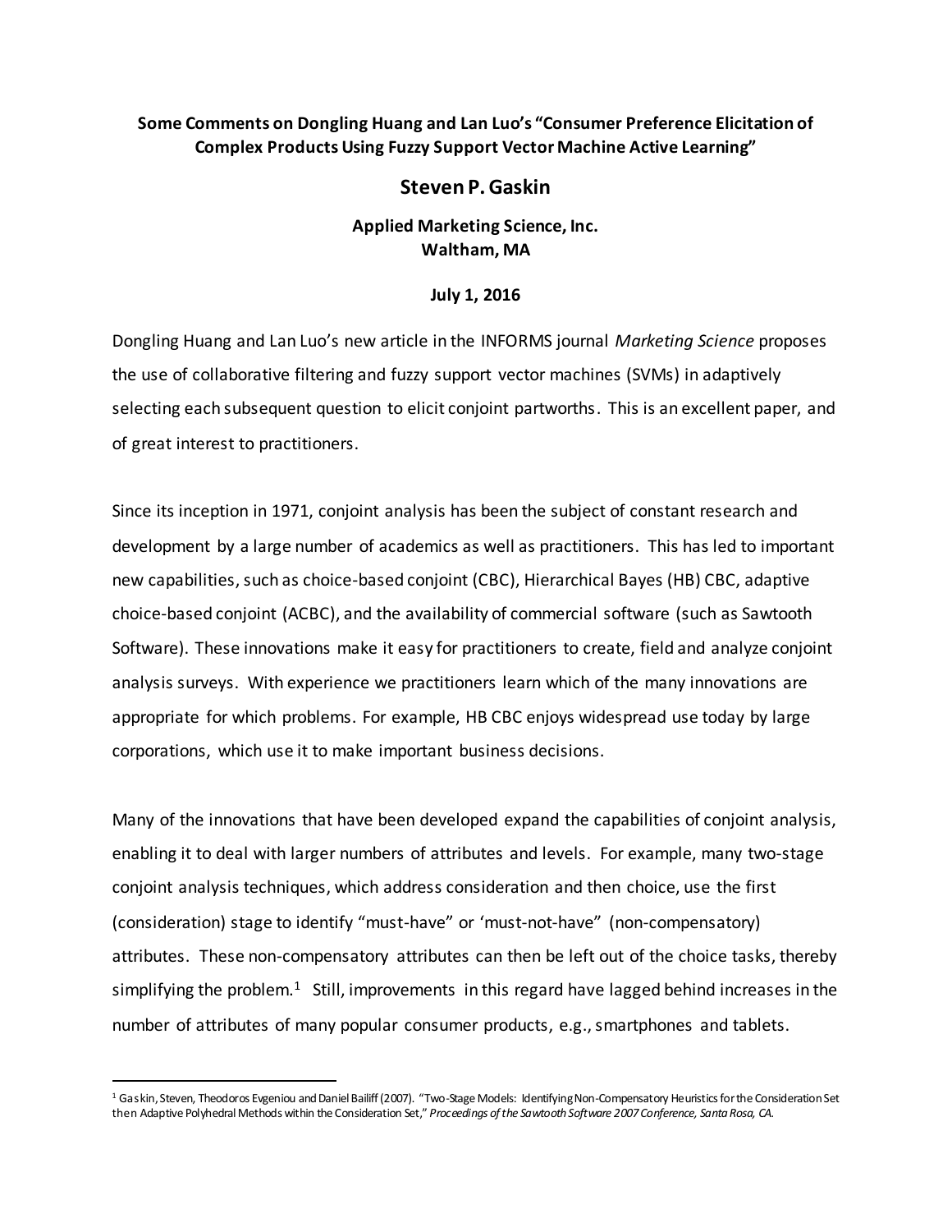**Some Comments on Dongling Huang and Lan Luo's "Consumer Preference Elicitation of Complex Products Using Fuzzy Support Vector Machine Active Learning"**

# Steven P. Gaskin

**Applied Marketing Science, Inc.**
**Waltham, MA**

**July 1, 2016**

Dongling Huang and Lan Luo's new article in the INFORMS journal *Marketing Science* proposes the use of collaborative filtering and fuzzy support vector machines (SVMs) in adaptively selecting each subsequent question to elicit conjoint partworths. This is an excellent paper, and of great interest to practitioners.

Since its inception in 1971, conjoint analysis has been the subject of constant research and development by a large number of academics as well as practitioners. This has led to important new capabilities, such as choice-based conjoint (CBC), Hierarchical Bayes (HB) CBC, adaptive choice-based conjoint (ACBC), and the availability of commercial software (such as Sawtooth Software). These innovations make it easy for practitioners to create, field and analyze conjoint analysis surveys. With experience we practitioners learn which of the many innovations are appropriate for which problems. For example, HB CBC enjoys widespread use today by large corporations, which use it to make important business decisions.

Many of the innovations that have been developed expand the capabilities of conjoint analysis, enabling it to deal with larger numbers of attributes and levels. For example, many two-stage conjoint analysis techniques, which address consideration and then choice, use the first (consideration) stage to identify "must-have" or 'must-not-have" (non-compensatory) attributes. These non-compensatory attributes can then be left out of the choice tasks, thereby simplifying the problem.[1] Still, improvements in this regard have lagged behind increases in the number of attributes of many popular consumer products, e.g., smartphones and tablets.

---

[1] Gaskin, Steven, Theodoros Evgeniou and Daniel Bailiff (2007). "Two-Stage Models: Identifying Non-Compensatory Heuristics for the Consideration Set then Adaptive Polyhedral Methods within the Consideration Set," *Proceedings of the Sawtooth Software 2007 Conference, Santa Rosa, CA.*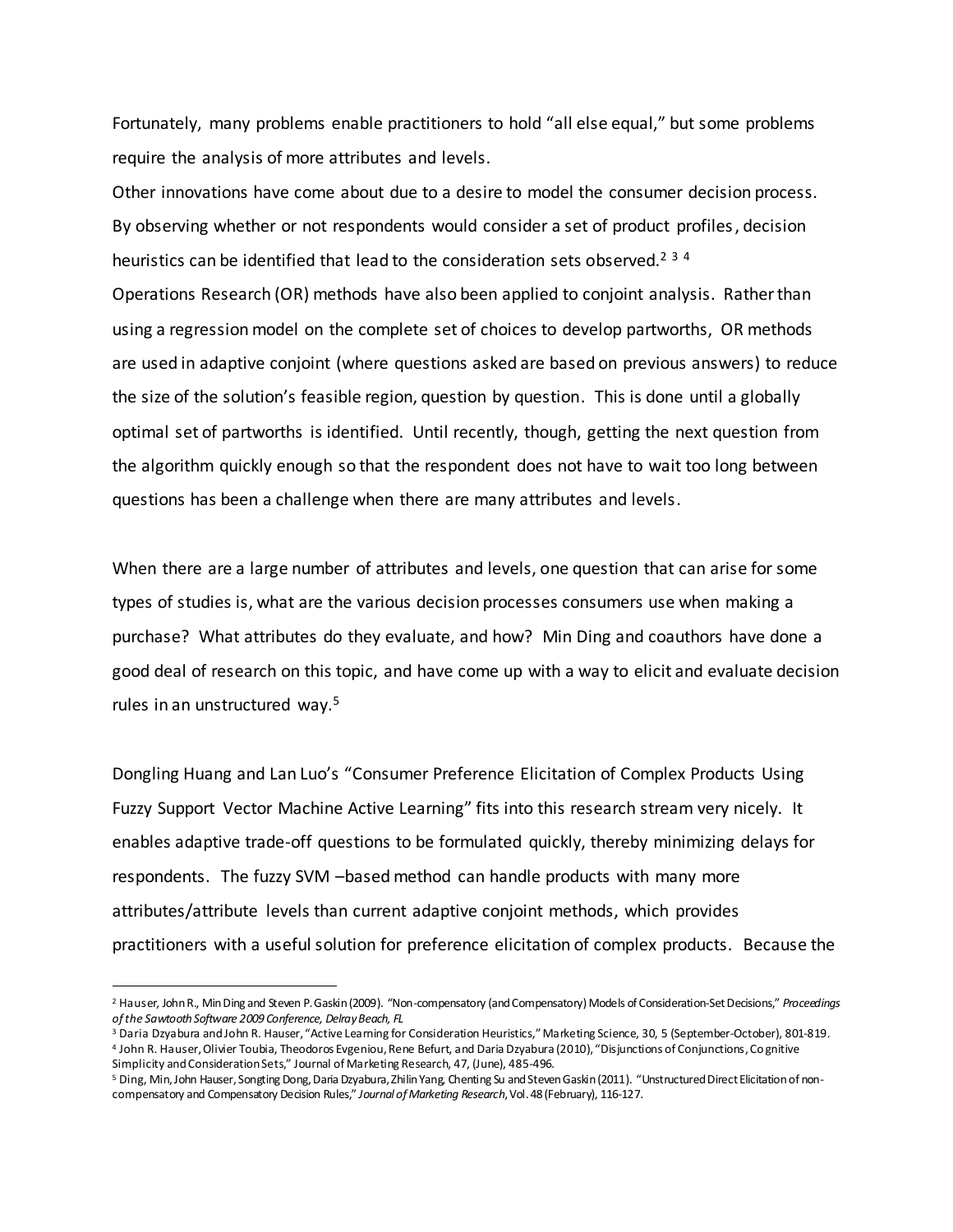Fortunately, many problems enable practitioners to hold "all else equal," but some problems require the analysis of more attributes and levels.

Other innovations have come about due to a desire to model the consumer decision process. By observing whether or not respondents would consider a set of product profiles, decision heuristics can be identified that lead to the consideration sets observed.[2] [3] [4]

Operations Research (OR) methods have also been applied to conjoint analysis. Rather than using a regression model on the complete set of choices to develop partworths, OR methods are used in adaptive conjoint (where questions asked are based on previous answers) to reduce the size of the solution's feasible region, question by question. This is done until a globally optimal set of partworths is identified. Until recently, though, getting the next question from the algorithm quickly enough so that the respondent does not have to wait too long between questions has been a challenge when there are many attributes and levels.

When there are a large number of attributes and levels, one question that can arise for some types of studies is, what are the various decision processes consumers use when making a purchase? What attributes do they evaluate, and how? Min Ding and coauthors have done a good deal of research on this topic, and have come up with a way to elicit and evaluate decision rules in an unstructured way.[5]

Dongling Huang and Lan Luo's "Consumer Preference Elicitation of Complex Products Using Fuzzy Support Vector Machine Active Learning" fits into this research stream very nicely. It enables adaptive trade-off questions to be formulated quickly, thereby minimizing delays for respondents. The fuzzy SVM –based method can handle products with many more attributes/attribute levels than current adaptive conjoint methods, which provides practitioners with a useful solution for preference elicitation of complex products. Because the

---

[2] Hauser, John R., Min Ding and Steven P. Gaskin (2009). "Non-compensatory (and Compensatory) Models of Consideration-Set Decisions," *Proceedings of the Sawtooth Software 2009 Conference, Delray Beach, FL*

[3] Daria Dzyabura and John R. Hauser, "Active Learning for Consideration Heuristics," Marketing Science, 30, 5 (September-October), 801-819.

[4] John R. Hauser, Olivier Toubia, Theodoros Evgeniou, Rene Befurt, and Daria Dzyabura (2010), "Disjunctions of Conjunctions, Cognitive Simplicity and Consideration Sets," Journal of Marketing Research, 47, (June), 485-496.

[5] Ding, Min, John Hauser, Songting Dong, Daria Dzyabura, Zhilin Yang, Chenting Su and Steven Gaskin (2011). "Unstructured Direct Elicitation of non-compensatory and Compensatory Decision Rules," *Journal of Marketing Research*, Vol. 48 (February), 116-127.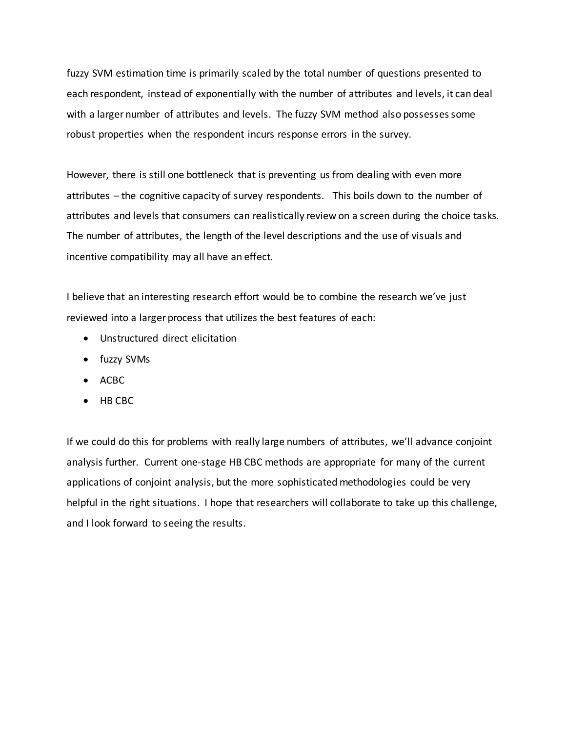fuzzy SVM estimation time is primarily scaled by the total number of questions presented to each respondent, instead of exponentially with the number of attributes and levels, it can deal with a larger number of attributes and levels. The fuzzy SVM method also possesses some robust properties when the respondent incurs response errors in the survey.

However, there is still one bottleneck that is preventing us from dealing with even more attributes – the cognitive capacity of survey respondents. This boils down to the number of attributes and levels that consumers can realistically review on a screen during the choice tasks. The number of attributes, the length of the level descriptions and the use of visuals and incentive compatibility may all have an effect.

I believe that an interesting research effort would be to combine the research we've just reviewed into a larger process that utilizes the best features of each:

- Unstructured direct elicitation
- fuzzy SVMs
- ACBC
- HB CBC

If we could do this for problems with really large numbers of attributes, we'll advance conjoint analysis further. Current one-stage HB CBC methods are appropriate for many of the current applications of conjoint analysis, but the more sophisticated methodologies could be very helpful in the right situations. I hope that researchers will collaborate to take up this challenge, and I look forward to seeing the results.